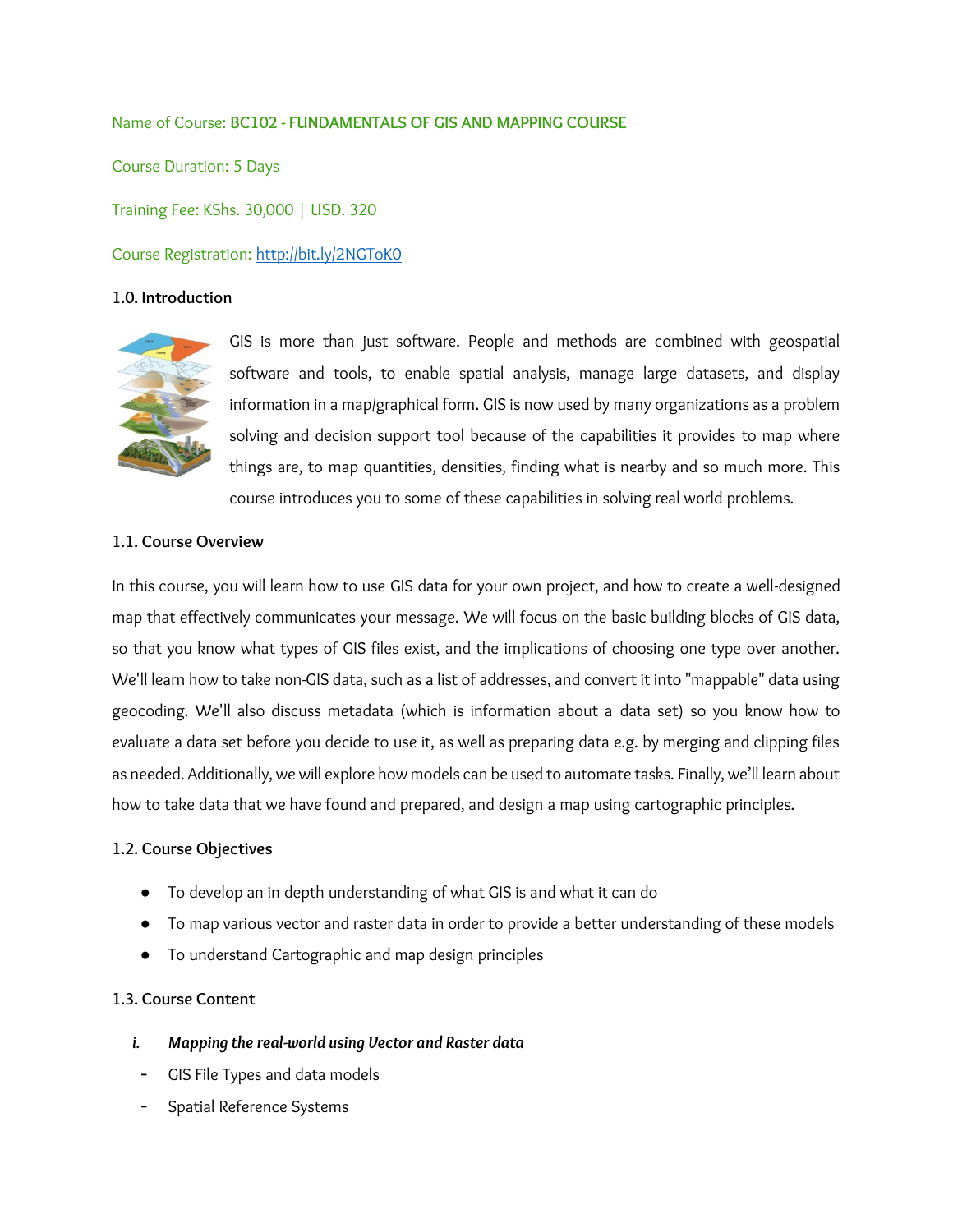Name of Course: **BC102 - FUNDAMENTALS OF GIS AND MAPPING COURSE**

Course Duration: 5 Days

Training Fee: KShs. 30,000 | USD. 320

Course Registration: [http://bit.ly/2NGToK0](http://bit.ly/2NGToK0)

### 1.0. Introduction

GIS is more than just software. People and methods are combined with geospatial software and tools, to enable spatial analysis, manage large datasets, and display information in a map/graphical form. GIS is now used by many organizations as a problem solving and decision support tool because of the capabilities it provides to map where things are, to map quantities, densities, finding what is nearby and so much more. This course introduces you to some of these capabilities in solving real world problems.

### 1.1. Course Overview

In this course, you will learn how to use GIS data for your own project, and how to create a well-designed map that effectively communicates your message. We will focus on the basic building blocks of GIS data, so that you know what types of GIS files exist, and the implications of choosing one type over another. We'll learn how to take non-GIS data, such as a list of addresses, and convert it into "mappable" data using geocoding. We'll also discuss metadata (which is information about a data set) so you know how to evaluate a data set before you decide to use it, as well as preparing data e.g. by merging and clipping files as needed. Additionally, we will explore how models can be used to automate tasks. Finally, we'll learn about how to take data that we have found and prepared, and design a map using cartographic principles.

### 1.2. Course Objectives

- To develop an in depth understanding of what GIS is and what it can do
- To map various vector and raster data in order to provide a better understanding of these models
- To understand Cartographic and map design principles

### 1.3. Course Content

i. ***Mapping the real-world using Vector and Raster data***

- GIS File Types and data models
- Spatial Reference Systems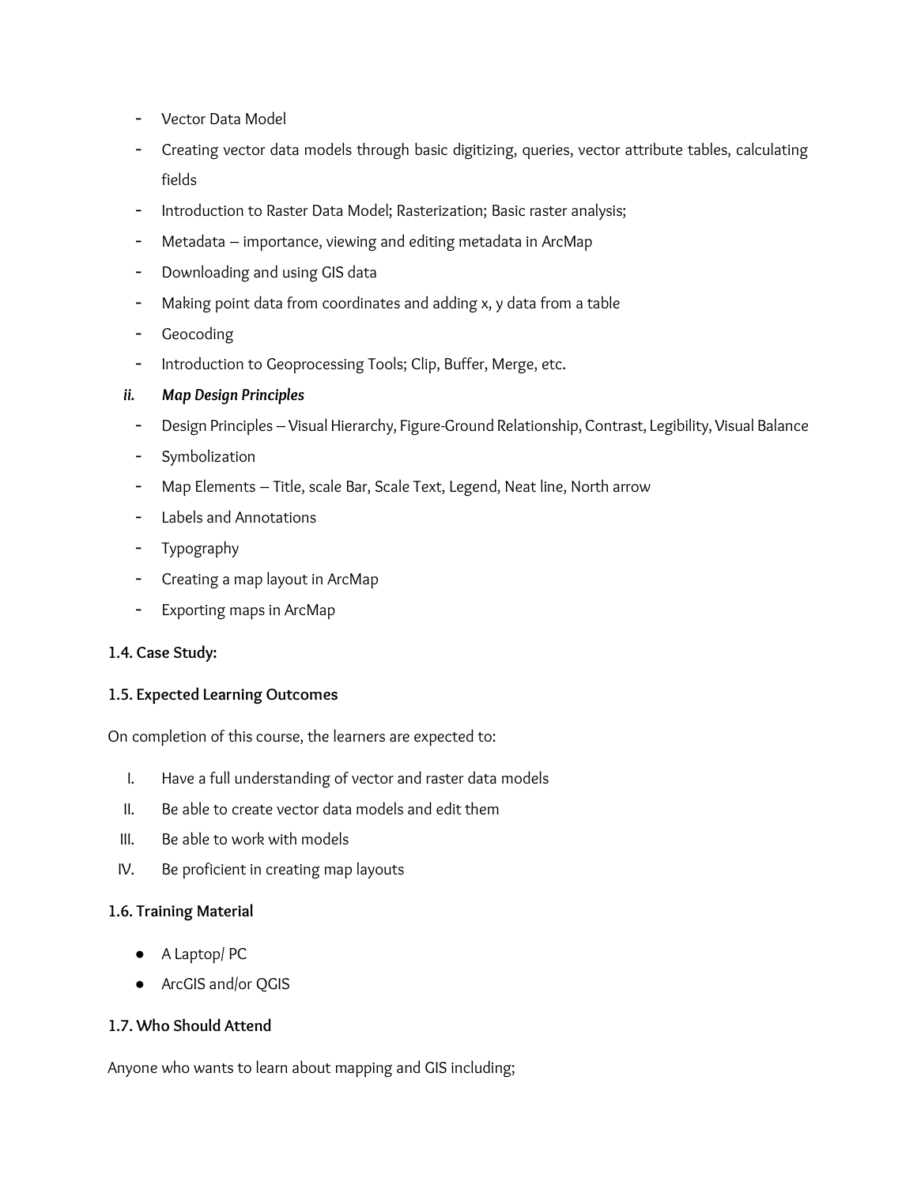- Vector Data Model
- Creating vector data models through basic digitizing, queries, vector attribute tables, calculating fields
- Introduction to Raster Data Model; Rasterization; Basic raster analysis;
- Metadata – importance, viewing and editing metadata in ArcMap
- Downloading and using GIS data
- Making point data from coordinates and adding x, y data from a table
- Geocoding
- Introduction to Geoprocessing Tools; Clip, Buffer, Merge, etc.

***ii. Map Design Principles***

- Design Principles – Visual Hierarchy, Figure-Ground Relationship, Contrast, Legibility, Visual Balance
- Symbolization
- Map Elements – Title, scale Bar, Scale Text, Legend, Neat line, North arrow
- Labels and Annotations
- Typography
- Creating a map layout in ArcMap
- Exporting maps in ArcMap

### 1.4. Case Study:

### 1.5. Expected Learning Outcomes

On completion of this course, the learners are expected to:

I. Have a full understanding of vector and raster data models
II. Be able to create vector data models and edit them
III. Be able to work with models
IV. Be proficient in creating map layouts

### 1.6. Training Material

- A Laptop/ PC
- ArcGIS and/or QGIS

### 1.7. Who Should Attend

Anyone who wants to learn about mapping and GIS including;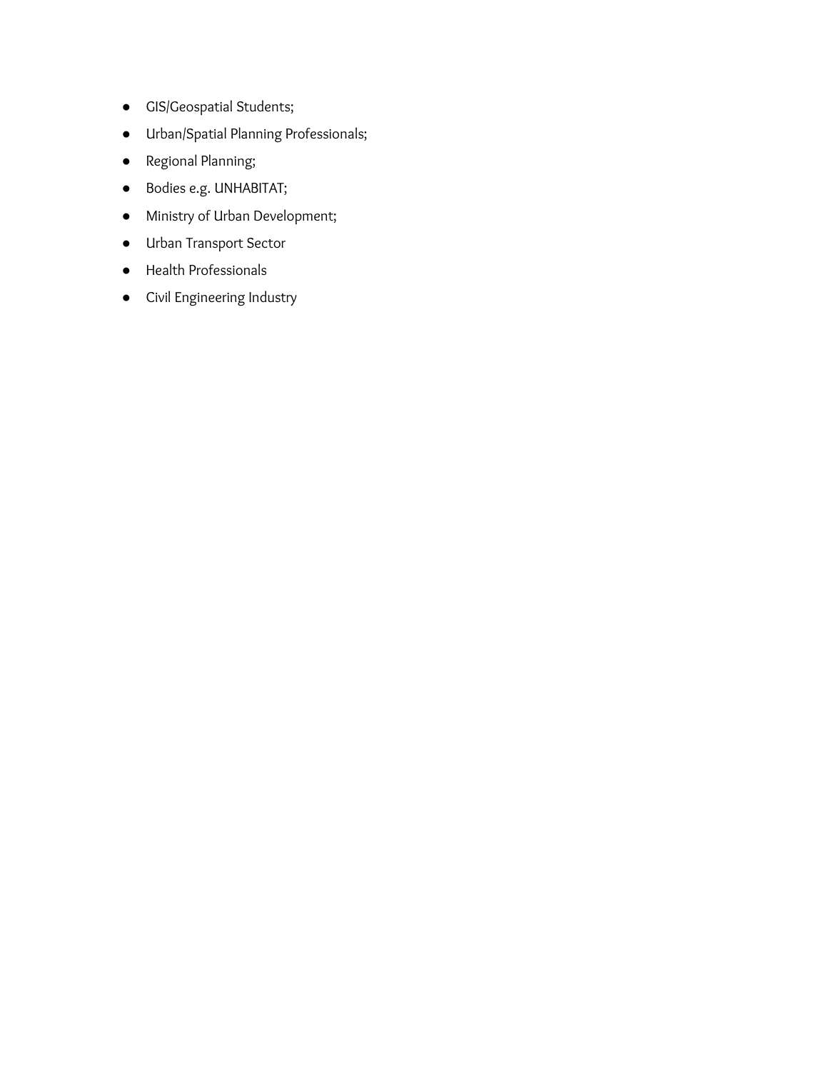- GIS/Geospatial Students;
- Urban/Spatial Planning Professionals;
- Regional Planning;
- Bodies e.g. UNHABITAT;
- Ministry of Urban Development;
- Urban Transport Sector
- Health Professionals
- Civil Engineering Industry